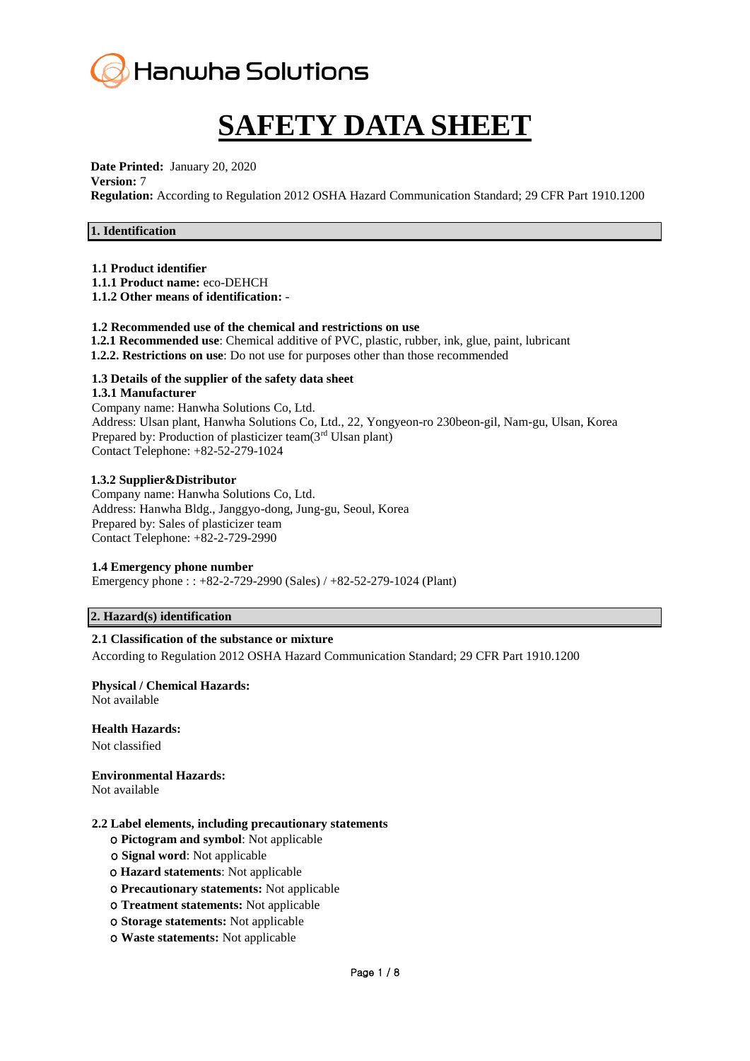Hanwha Solutions

# SAFETY DATA SHEET

**Date Printed:** January 20, 2020
**Version:** 7
**Regulation:** According to Regulation 2012 OSHA Hazard Communication Standard; 29 CFR Part 1910.1200

## 1. Identification

**1.1 Product identifier**
**1.1.1 Product name:** eco-DEHCH
**1.1.2 Other means of identification:** -

**1.2 Recommended use of the chemical and restrictions on use**
**1.2.1 Recommended use**: Chemical additive of PVC, plastic, rubber, ink, glue, paint, lubricant
**1.2.2. Restrictions on use**: Do not use for purposes other than those recommended

**1.3 Details of the supplier of the safety data sheet**
**1.3.1 Manufacturer**
Company name: Hanwha Solutions Co, Ltd.
Address: Ulsan plant, Hanwha Solutions Co, Ltd., 22, Yongyeon-ro 230beon-gil, Nam-gu, Ulsan, Korea
Prepared by: Production of plasticizer team(3rd Ulsan plant)
Contact Telephone: +82-52-279-1024

**1.3.2 Supplier&Distributor**
Company name: Hanwha Solutions Co, Ltd.
Address: Hanwha Bldg., Janggyo-dong, Jung-gu, Seoul, Korea
Prepared by: Sales of plasticizer team
Contact Telephone: +82-2-729-2990

**1.4 Emergency phone number**
Emergency phone : : +82-2-729-2990 (Sales) / +82-52-279-1024 (Plant)

## 2. Hazard(s) identification

**2.1 Classification of the substance or mixture**
According to Regulation 2012 OSHA Hazard Communication Standard; 29 CFR Part 1910.1200

**Physical / Chemical Hazards:**
Not available

**Health Hazards:**
Not classified

**Environmental Hazards:**
Not available

**2.2 Label elements, including precautionary statements**

- **Pictogram and symbol**: Not applicable
- **Signal word**: Not applicable
- **Hazard statements**: Not applicable
- **Precautionary statements:** Not applicable
- **Treatment statements:** Not applicable
- **Storage statements:** Not applicable
- **Waste statements:** Not applicable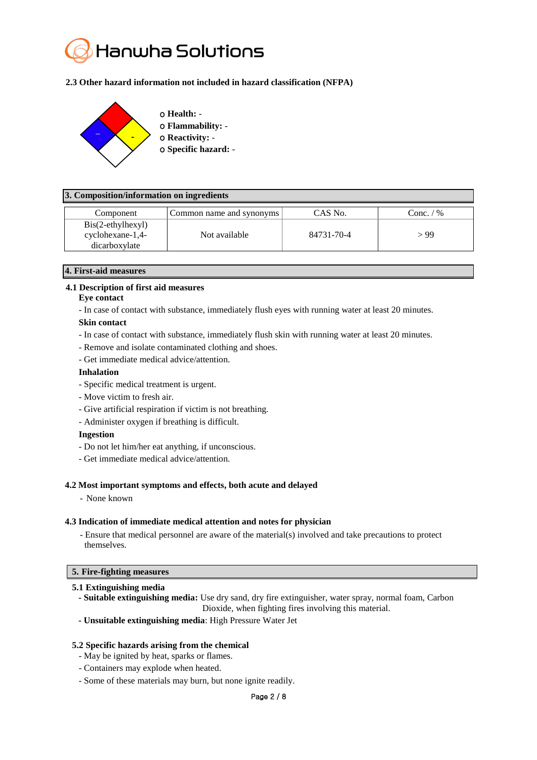### 2.3 Other hazard information not included in hazard classification (NFPA)

- ○ **Health:** -
- ○ **Flammability:** -
- ○ **Reactivity:** -
- ○ **Specific hazard:** -

## 3. Composition/information on ingredients

| Component | Common name and synonyms | CAS No. | Conc. / % |
|---|---|---|---|
| Bis(2-ethylhexyl) cyclohexane-1,4-dicarboxylate | Not available | 84731-70-4 | > 99 |

## 4. First-aid measures

### 4.1 Description of first aid measures

**Eye contact**

- In case of contact with substance, immediately flush eyes with running water at least 20 minutes.

**Skin contact**

- In case of contact with substance, immediately flush skin with running water at least 20 minutes.
- Remove and isolate contaminated clothing and shoes.
- Get immediate medical advice/attention.

**Inhalation**

- Specific medical treatment is urgent.
- Move victim to fresh air.
- Give artificial respiration if victim is not breathing.
- Administer oxygen if breathing is difficult.

**Ingestion**

- Do not let him/her eat anything, if unconscious.
- Get immediate medical advice/attention.

### 4.2 Most important symptoms and effects, both acute and delayed

- None known

### 4.3 Indication of immediate medical attention and notes for physician

- Ensure that medical personnel are aware of the material(s) involved and take precautions to protect themselves.

## 5. Fire-fighting measures

### 5.1 Extinguishing media

- **Suitable extinguishing media:** Use dry sand, dry fire extinguisher, water spray, normal foam, Carbon Dioxide, when fighting fires involving this material.
- **Unsuitable extinguishing media**: High Pressure Water Jet

### 5.2 Specific hazards arising from the chemical

- May be ignited by heat, sparks or flames.
- Containers may explode when heated.
- Some of these materials may burn, but none ignite readily.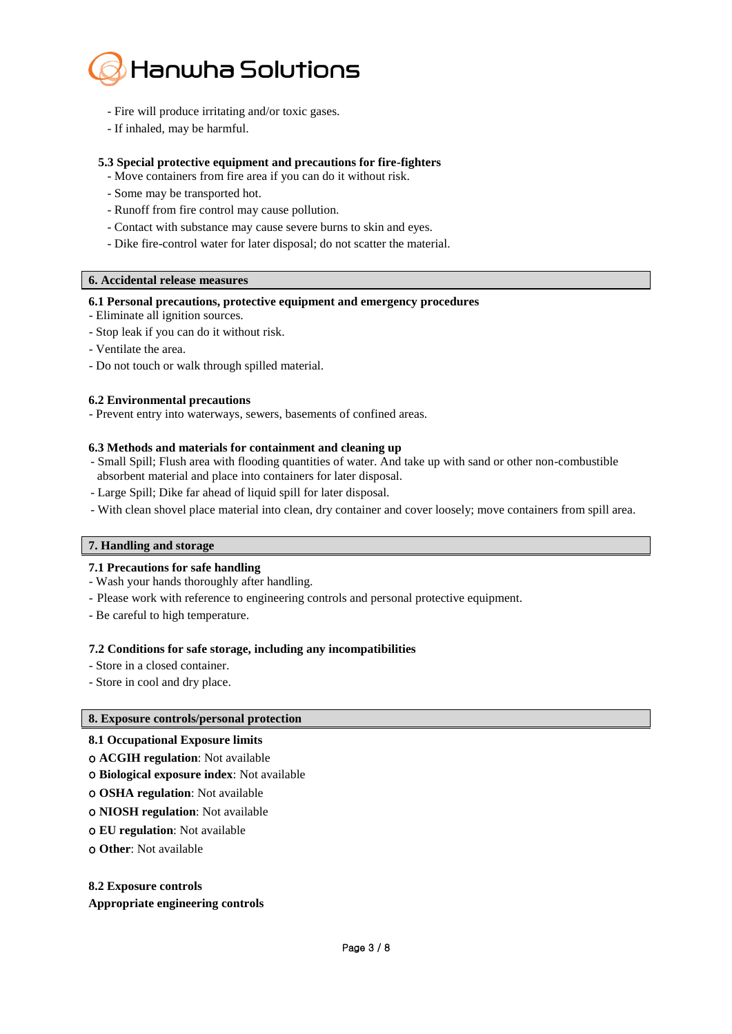- Fire will produce irritating and/or toxic gases.
- If inhaled, may be harmful.

**5.3 Special protective equipment and precautions for fire-fighters**

- Move containers from fire area if you can do it without risk.
- Some may be transported hot.
- Runoff from fire control may cause pollution.
- Contact with substance may cause severe burns to skin and eyes.
- Dike fire-control water for later disposal; do not scatter the material.

## 6. Accidental release measures

**6.1 Personal precautions, protective equipment and emergency procedures**

- Eliminate all ignition sources.
- Stop leak if you can do it without risk.
- Ventilate the area.
- Do not touch or walk through spilled material.

**6.2 Environmental precautions**

- Prevent entry into waterways, sewers, basements of confined areas.

**6.3 Methods and materials for containment and cleaning up**

- Small Spill; Flush area with flooding quantities of water. And take up with sand or other non-combustible absorbent material and place into containers for later disposal.
- Large Spill; Dike far ahead of liquid spill for later disposal.
- With clean shovel place material into clean, dry container and cover loosely; move containers from spill area.

## 7. Handling and storage

**7.1 Precautions for safe handling**

- Wash your hands thoroughly after handling.
- Please work with reference to engineering controls and personal protective equipment.
- Be careful to high temperature.

**7.2 Conditions for safe storage, including any incompatibilities**

- Store in a closed container.
- Store in cool and dry place.

## 8. Exposure controls/personal protection

**8.1 Occupational Exposure limits**

- **ACGIH regulation**: Not available
- **Biological exposure index**: Not available
- **OSHA regulation**: Not available
- **NIOSH regulation**: Not available
- **EU regulation**: Not available
- **Other**: Not available

**8.2 Exposure controls**

**Appropriate engineering controls**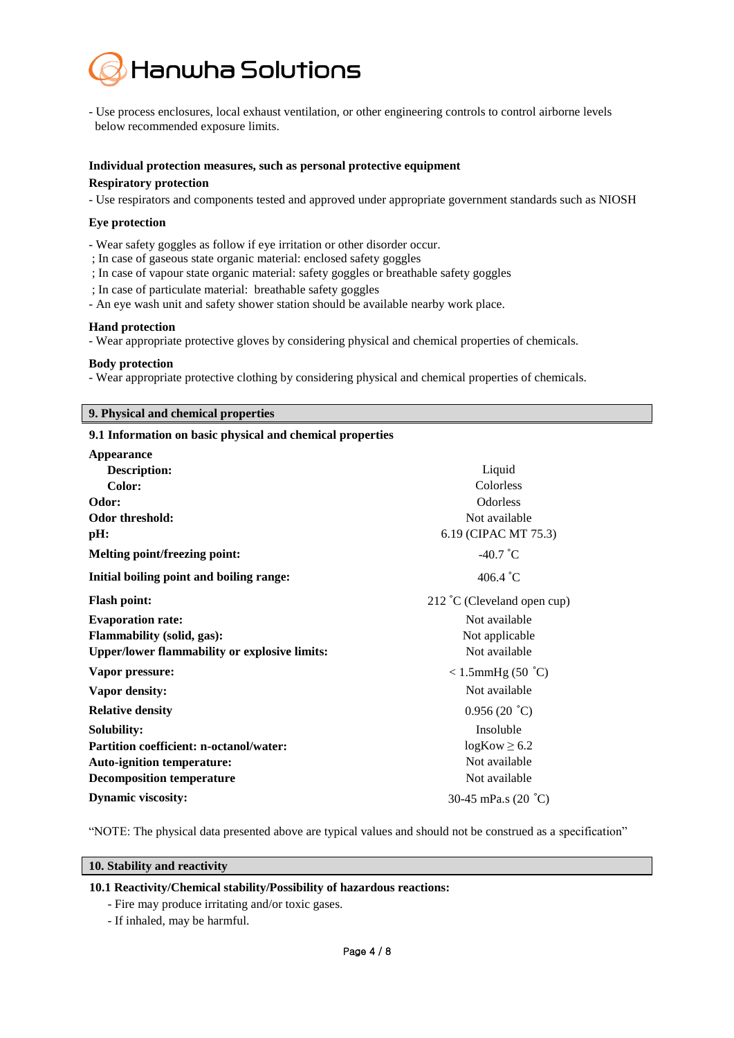- Use process enclosures, local exhaust ventilation, or other engineering controls to control airborne levels below recommended exposure limits.

**Individual protection measures, such as personal protective equipment**

**Respiratory protection**

- Use respirators and components tested and approved under appropriate government standards such as NIOSH

**Eye protection**

- Wear safety goggles as follow if eye irritation or other disorder occur.
 ; In case of gaseous state organic material: enclosed safety goggles
 ; In case of vapour state organic material: safety goggles or breathable safety goggles
 ; In case of particulate material: breathable safety goggles
- An eye wash unit and safety shower station should be available nearby work place.

**Hand protection**

- Wear appropriate protective gloves by considering physical and chemical properties of chemicals.

**Body protection**

- Wear appropriate protective clothing by considering physical and chemical properties of chemicals.

## 9. Physical and chemical properties

### 9.1 Information on basic physical and chemical properties

| Property | Value |
|---|---|
| **Appearance** | |
| **Description:** | Liquid |
| **Color:** | Colorless |
| **Odor:** | Odorless |
| **Odor threshold:** | Not available |
| **pH:** | 6.19 (CIPAC MT 75.3) |
| **Melting point/freezing point:** | -40.7 ˚C |
| **Initial boiling point and boiling range:** | 406.4 ˚C |
| **Flash point:** | 212 ˚C (Cleveland open cup) |
| **Evaporation rate:** | Not available |
| **Flammability (solid, gas):** | Not applicable |
| **Upper/lower flammability or explosive limits:** | Not available |
| **Vapor pressure:** | < 1.5mmHg (50 ˚C) |
| **Vapor density:** | Not available |
| **Relative density** | 0.956 (20 ˚C) |
| **Solubility:** | Insoluble |
| **Partition coefficient: n-octanol/water:** | logKow ≥ 6.2 |
| **Auto-ignition temperature:** | Not available |
| **Decomposition temperature** | Not available |
| **Dynamic viscosity:** | 30-45 mPa.s (20 ˚C) |

"NOTE: The physical data presented above are typical values and should not be construed as a specification"

## 10. Stability and reactivity

### 10.1 Reactivity/Chemical stability/Possibility of hazardous reactions:

- Fire may produce irritating and/or toxic gases.
- If inhaled, may be harmful.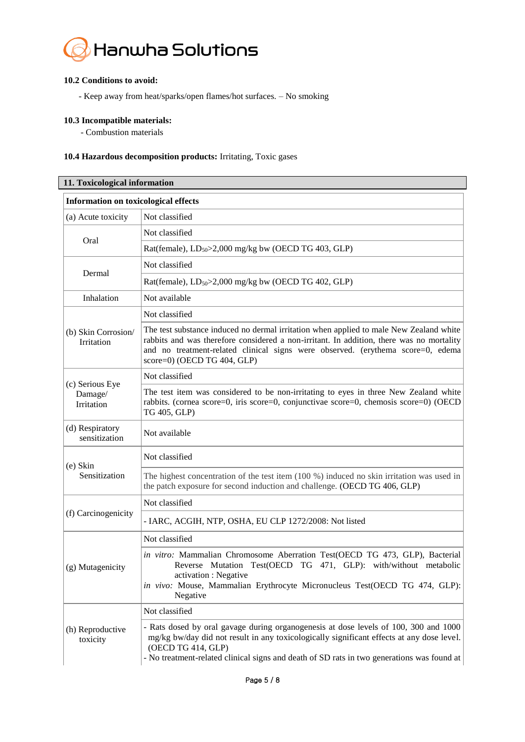**10.2 Conditions to avoid:**

- Keep away from heat/sparks/open flames/hot surfaces. – No smoking

**10.3 Incompatible materials:**

- Combustion materials

**10.4 Hazardous decomposition products:** Irritating, Toxic gases

## 11. Toxicological information

| Information on toxicological effects | |
|---|---|
| (a) Acute toxicity | Not classified |
| Oral | Not classified |
| | Rat(female), $LD_{50}$>2,000 mg/kg bw (OECD TG 403, GLP) |
| Dermal | Not classified |
| | Rat(female), $LD_{50}$>2,000 mg/kg bw (OECD TG 402, GLP) |
| Inhalation | Not available |
| (b) Skin Corrosion/ Irritation | Not classified |
| | The test substance induced no dermal irritation when applied to male New Zealand white rabbits and was therefore considered a non-irritant. In addition, there was no mortality and no treatment-related clinical signs were observed. (erythema score=0, edema score=0) (OECD TG 404, GLP) |
| (c) Serious Eye Damage/ Irritation | Not classified |
| | The test item was considered to be non-irritating to eyes in three New Zealand white rabbits. (cornea score=0, iris score=0, conjunctivae score=0, chemosis score=0) (OECD TG 405, GLP) |
| (d) Respiratory sensitization | Not available |
| (e) Skin Sensitization | Not classified |
| | The highest concentration of the test item (100 %) induced no skin irritation was used in the patch exposure for second induction and challenge. (OECD TG 406, GLP) |
| (f) Carcinogenicity | Not classified |
| | - IARC, ACGIH, NTP, OSHA, EU CLP 1272/2008: Not listed |
| (g) Mutagenicity | Not classified |
| | *in vitro:* Mammalian Chromosome Aberration Test(OECD TG 473, GLP), Bacterial Reverse Mutation Test(OECD TG 471, GLP): with/without metabolic activation : Negative<br>*in vivo:* Mouse, Mammalian Erythrocyte Micronucleus Test(OECD TG 474, GLP): Negative |
| (h) Reproductive toxicity | Not classified |
| | - Rats dosed by oral gavage during organogenesis at dose levels of 100, 300 and 1000 mg/kg bw/day did not result in any toxicologically significant effects at any dose level. (OECD TG 414, GLP)<br>- No treatment-related clinical signs and death of SD rats in two generations was found at |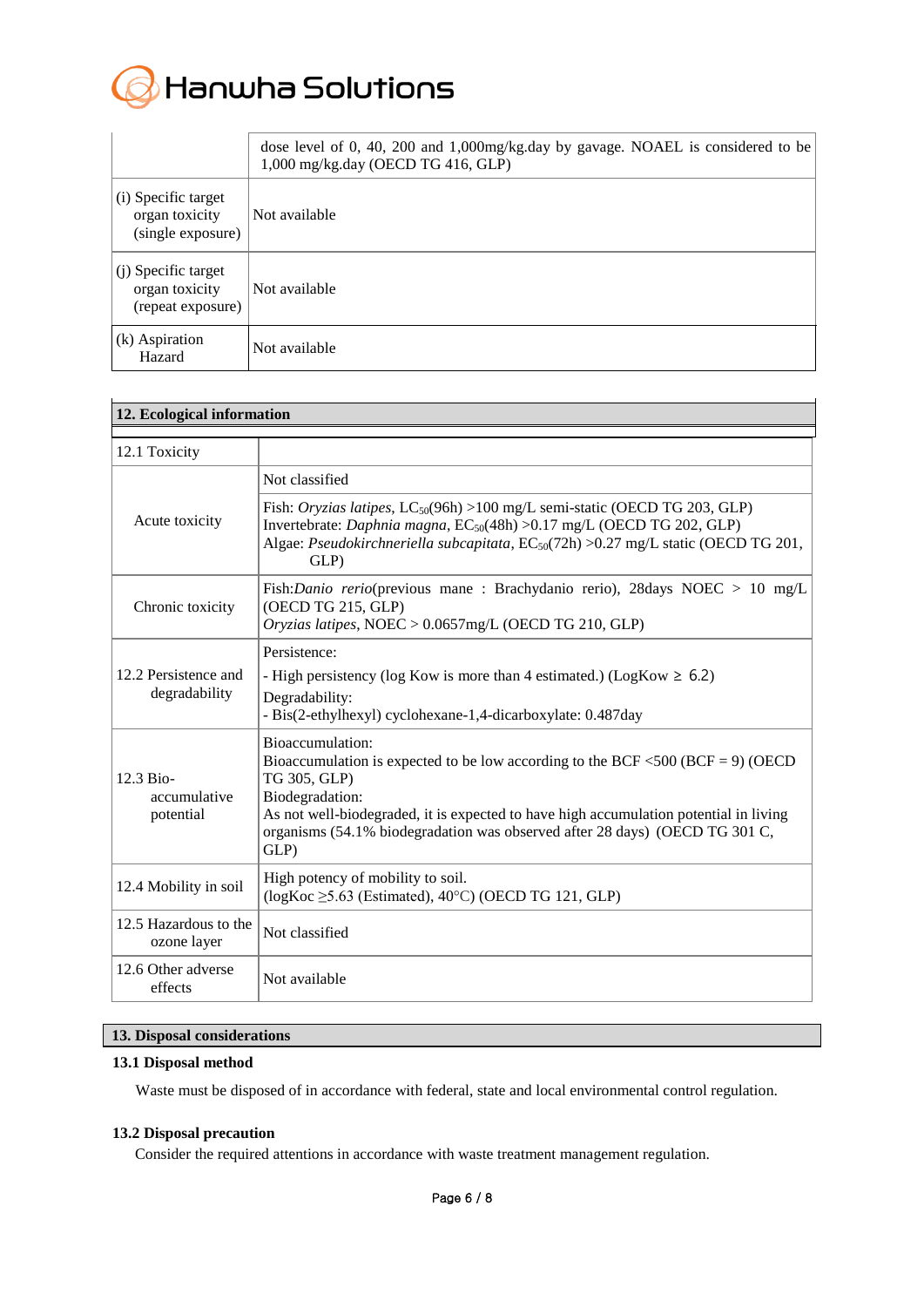| | |
|---|---|
| | dose level of 0, 40, 200 and 1,000mg/kg.day by gavage. NOAEL is considered to be 1,000 mg/kg.day (OECD TG 416, GLP) |
| (i) Specific target organ toxicity (single exposure) | Not available |
| (j) Specific target organ toxicity (repeat exposure) | Not available |
| (k) Aspiration Hazard | Not available |

## 12. Ecological information

| | |
|---|---|
| 12.1 Toxicity | |
| Acute toxicity | Not classified |
| | Fish: *Oryzias latipes*, $LC_{50}$(96h) >100 mg/L semi-static (OECD TG 203, GLP)<br>Invertebrate: *Daphnia magna*, $EC_{50}$(48h) >0.17 mg/L (OECD TG 202, GLP)<br>Algae: *Pseudokirchneriella subcapitata*, $EC_{50}$(72h) >0.27 mg/L static (OECD TG 201, GLP) |
| Chronic toxicity | Fish:*Danio rerio*(previous mane : Brachydanio rerio), 28days NOEC > 10 mg/L (OECD TG 215, GLP)<br>*Oryzias latipes*, NOEC > 0.0657mg/L (OECD TG 210, GLP) |
| 12.2 Persistence and degradability | Persistence:<br>- High persistency (log Kow is more than 4 estimated.) (LogKow ≥ 6.2)<br>Degradability:<br>- Bis(2-ethylhexyl) cyclohexane-1,4-dicarboxylate: 0.487day |
| 12.3 Bio-accumulative potential | Bioaccumulation:<br>Bioaccumulation is expected to be low according to the BCF <500 (BCF = 9) (OECD TG 305, GLP)<br>Biodegradation:<br>As not well-biodegraded, it is expected to have high accumulation potential in living organisms (54.1% biodegradation was observed after 28 days) (OECD TG 301 C, GLP) |
| 12.4 Mobility in soil | High potency of mobility to soil.<br>(logKoc ≥5.63 (Estimated), 40°C) (OECD TG 121, GLP) |
| 12.5 Hazardous to the ozone layer | Not classified |
| 12.6 Other adverse effects | Not available |

## 13. Disposal considerations

### 13.1 Disposal method

Waste must be disposed of in accordance with federal, state and local environmental control regulation.

### 13.2 Disposal precaution

Consider the required attentions in accordance with waste treatment management regulation.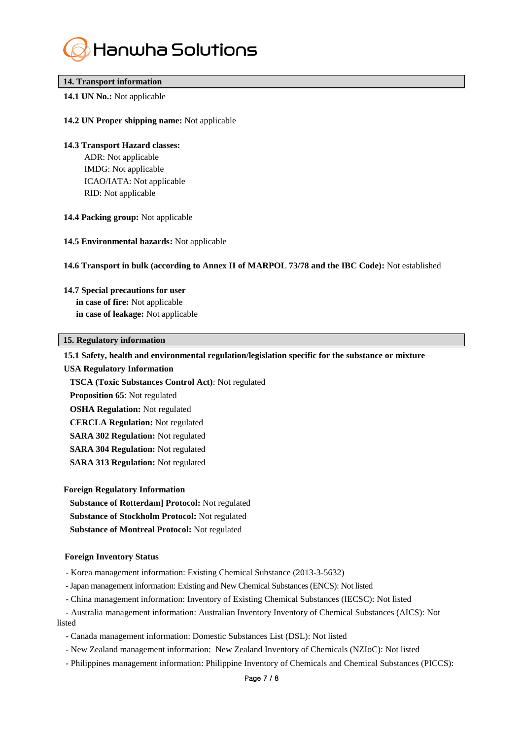## 14. Transport information

**14.1 UN No.:** Not applicable

**14.2 UN Proper shipping name:** Not applicable

**14.3 Transport Hazard classes:**

ADR: Not applicable
IMDG: Not applicable
ICAO/IATA: Not applicable
RID: Not applicable

**14.4 Packing group:** Not applicable

**14.5 Environmental hazards:** Not applicable

**14.6 Transport in bulk (according to Annex II of MARPOL 73/78 and the IBC Code):** Not established

**14.7 Special precautions for user**
**in case of fire:** Not applicable
**in case of leakage:** Not applicable

## 15. Regulatory information

**15.1 Safety, health and environmental regulation/legislation specific for the substance or mixture**

**USA Regulatory Information**

**TSCA (Toxic Substances Control Act)**: Not regulated
**Proposition 65**: Not regulated
**OSHA Regulation:** Not regulated
**CERCLA Regulation:** Not regulated
**SARA 302 Regulation:** Not regulated
**SARA 304 Regulation:** Not regulated
**SARA 313 Regulation:** Not regulated

**Foreign Regulatory Information**

**Substance of Rotterdam] Protocol:** Not regulated
**Substance of Stockholm Protocol:** Not regulated
**Substance of Montreal Protocol:** Not regulated

**Foreign Inventory Status**

- Korea management information: Existing Chemical Substance (2013-3-5632)
- Japan management information: Existing and New Chemical Substances (ENCS): Not listed
- China management information: Inventory of Existing Chemical Substances (IECSC): Not listed
- Australia management information: Australian Inventory Inventory of Chemical Substances (AICS): Not listed
- Canada management information: Domestic Substances List (DSL): Not listed
- New Zealand management information: New Zealand Inventory of Chemicals (NZIoC): Not listed
- Philippines management information: Philippine Inventory of Chemicals and Chemical Substances (PICCS):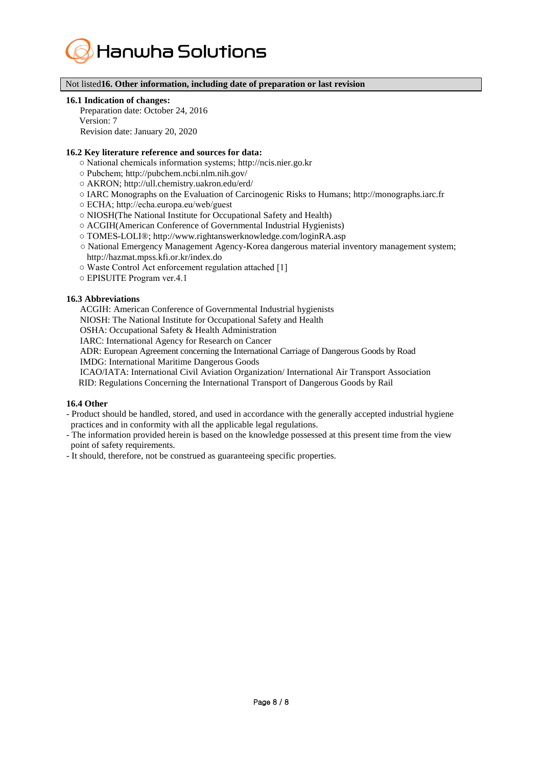## Not listed16. Other information, including date of preparation or last revision

**16.1 Indication of changes:**

Preparation date: October 24, 2016
Version: 7
Revision date: January 20, 2020

**16.2 Key literature reference and sources for data:**

○ National chemicals information systems; http://ncis.nier.go.kr
○ Pubchem; http://pubchem.ncbi.nlm.nih.gov/
○ AKRON; http://ull.chemistry.uakron.edu/erd/
○ IARC Monographs on the Evaluation of Carcinogenic Risks to Humans; http://monographs.iarc.fr
○ ECHA; http://echa.europa.eu/web/guest
○ NIOSH(The National Institute for Occupational Safety and Health)
○ ACGIH(American Conference of Governmental Industrial Hygienists)
○ TOMES-LOLI®; http://www.rightanswerknowledge.com/loginRA.asp
○ National Emergency Management Agency-Korea dangerous material inventory management system; http://hazmat.mpss.kfi.or.kr/index.do
○ Waste Control Act enforcement regulation attached [1]
○ EPISUITE Program ver.4.1

**16.3 Abbreviations**

ACGIH: American Conference of Governmental Industrial hygienists
NIOSH: The National Institute for Occupational Safety and Health
OSHA: Occupational Safety & Health Administration
IARC: International Agency for Research on Cancer
ADR: European Agreement concerning the International Carriage of Dangerous Goods by Road
IMDG: International Maritime Dangerous Goods
ICAO/IATA: International Civil Aviation Organization/ International Air Transport Association
RID: Regulations Concerning the International Transport of Dangerous Goods by Rail

**16.4 Other**

- Product should be handled, stored, and used in accordance with the generally accepted industrial hygiene practices and in conformity with all the applicable legal regulations.
- The information provided herein is based on the knowledge possessed at this present time from the view point of safety requirements.
- It should, therefore, not be construed as guaranteeing specific properties.